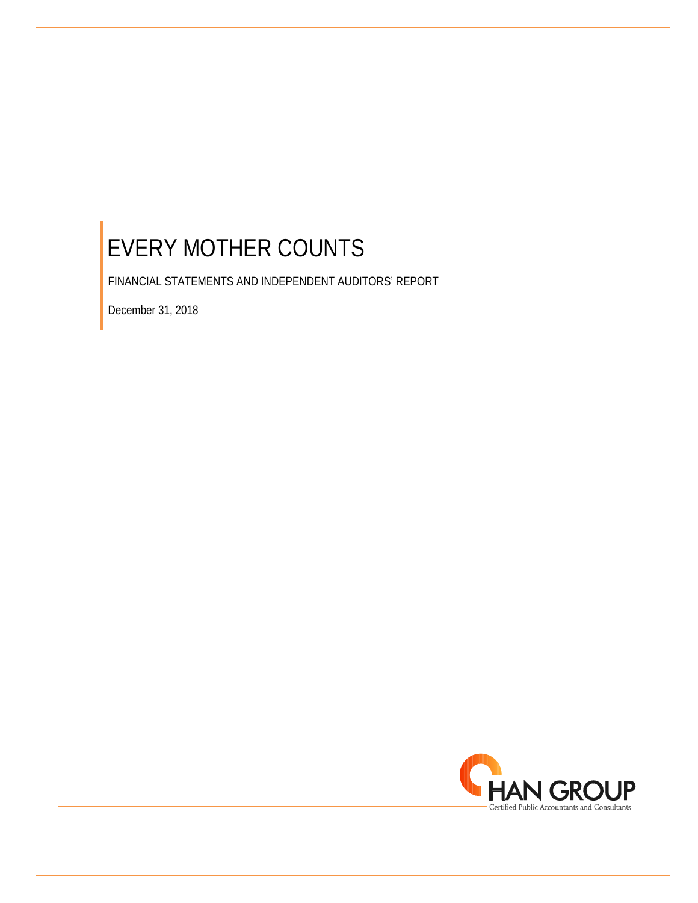# EVERY MOTHER COUNTS

FINANCIAL STATEMENTS AND INDEPENDENT AUDITORS' REPORT

December 31, 2018

CHAN GROUP

Certified Public Accountants and Consultants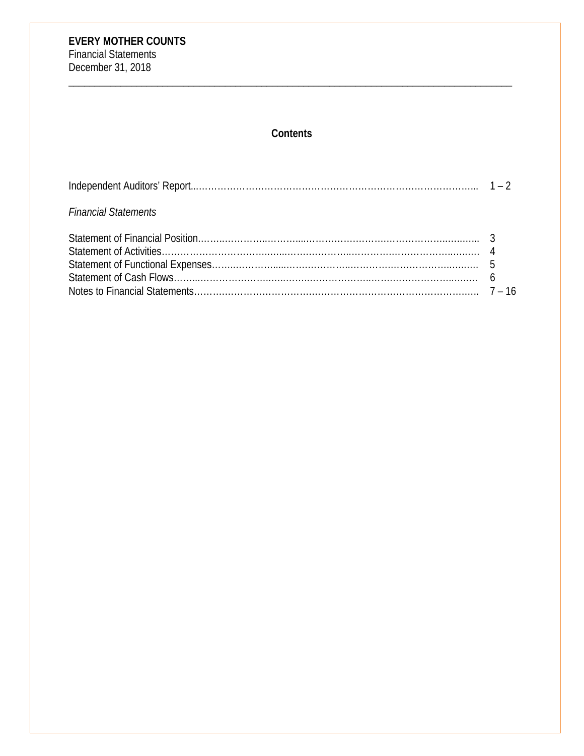**EVERY MOTHER COUNTS**
Financial Statements
December 31, 2018

---

## Contents

| | |
|---|---|
| Independent Auditors' Report | 1 – 2 |
| *Financial Statements* | |
| Statement of Financial Position | 3 |
| Statement of Activities | 4 |
| Statement of Functional Expenses | 5 |
| Statement of Cash Flows | 6 |
| Notes to Financial Statements | 7 – 16 |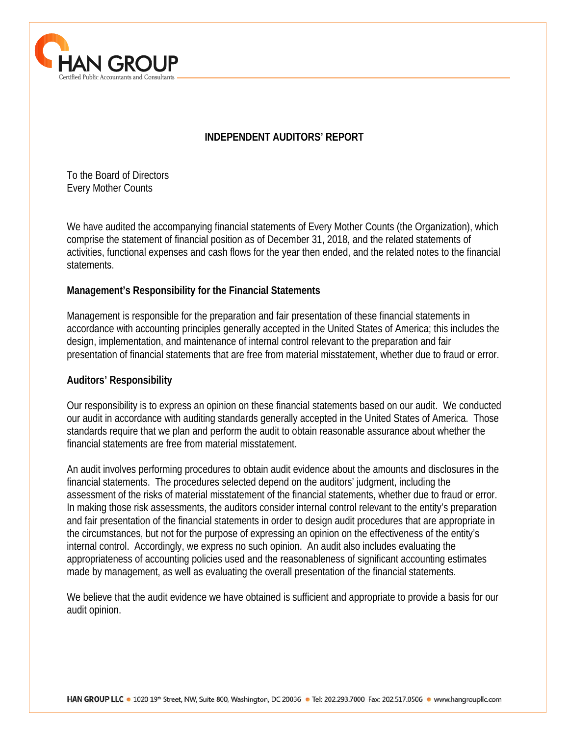## INDEPENDENT AUDITORS' REPORT

To the Board of Directors
Every Mother Counts

We have audited the accompanying financial statements of Every Mother Counts (the Organization), which comprise the statement of financial position as of December 31, 2018, and the related statements of activities, functional expenses and cash flows for the year then ended, and the related notes to the financial statements.

### Management's Responsibility for the Financial Statements

Management is responsible for the preparation and fair presentation of these financial statements in accordance with accounting principles generally accepted in the United States of America; this includes the design, implementation, and maintenance of internal control relevant to the preparation and fair presentation of financial statements that are free from material misstatement, whether due to fraud or error.

### Auditors' Responsibility

Our responsibility is to express an opinion on these financial statements based on our audit. We conducted our audit in accordance with auditing standards generally accepted in the United States of America. Those standards require that we plan and perform the audit to obtain reasonable assurance about whether the financial statements are free from material misstatement.

An audit involves performing procedures to obtain audit evidence about the amounts and disclosures in the financial statements. The procedures selected depend on the auditors' judgment, including the assessment of the risks of material misstatement of the financial statements, whether due to fraud or error. In making those risk assessments, the auditors consider internal control relevant to the entity's preparation and fair presentation of the financial statements in order to design audit procedures that are appropriate in the circumstances, but not for the purpose of expressing an opinion on the effectiveness of the entity's internal control. Accordingly, we express no such opinion. An audit also includes evaluating the appropriateness of accounting policies used and the reasonableness of significant accounting estimates made by management, as well as evaluating the overall presentation of the financial statements.

We believe that the audit evidence we have obtained is sufficient and appropriate to provide a basis for our audit opinion.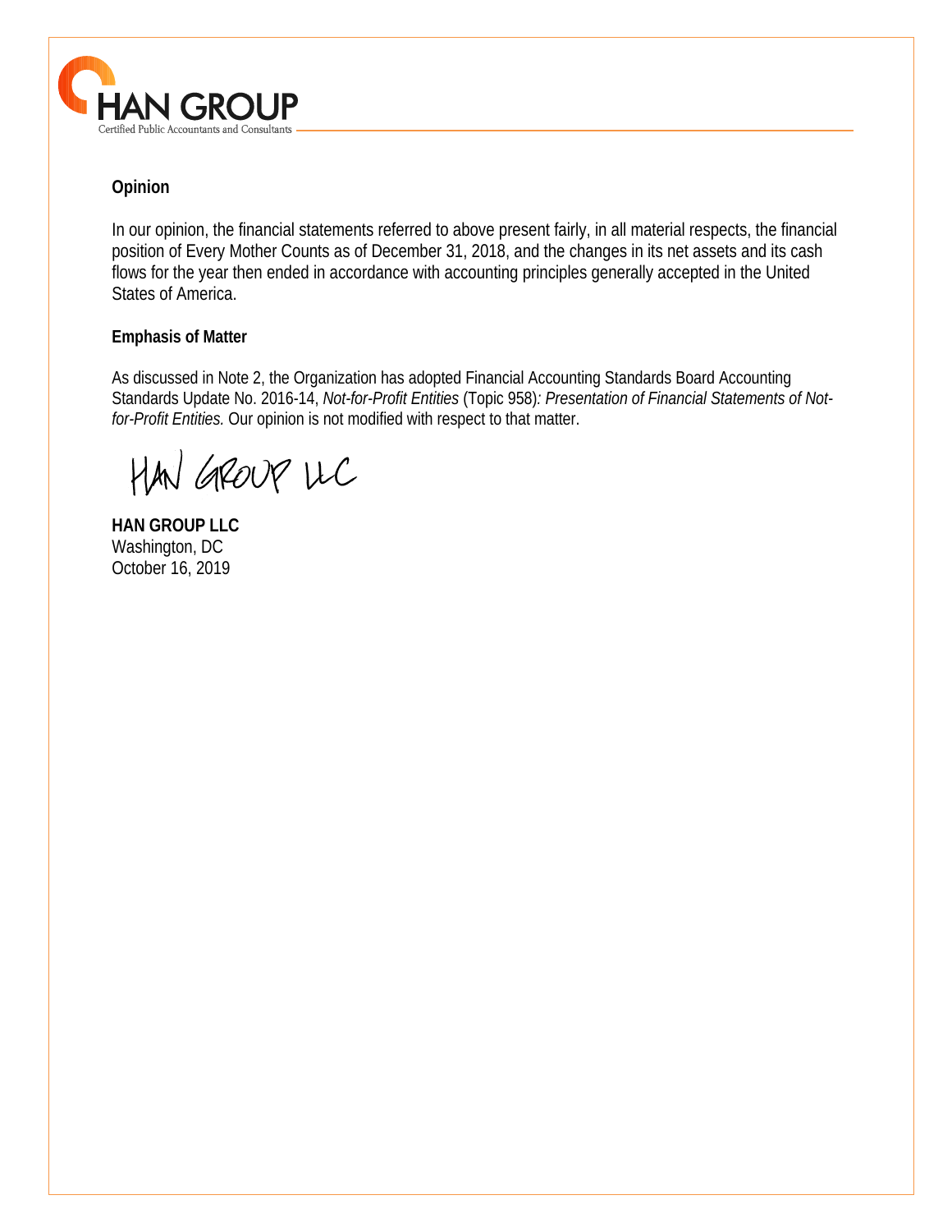**Opinion**

In our opinion, the financial statements referred to above present fairly, in all material respects, the financial position of Every Mother Counts as of December 31, 2018, and the changes in its net assets and its cash flows for the year then ended in accordance with accounting principles generally accepted in the United States of America.

**Emphasis of Matter**

As discussed in Note 2, the Organization has adopted Financial Accounting Standards Board Accounting Standards Update No. 2016-14, *Not-for-Profit Entities* (Topic 958)*: Presentation of Financial Statements of Not-for-Profit Entities.* Our opinion is not modified with respect to that matter.

HAN GROUP LLC

**HAN GROUP LLC**
Washington, DC
October 16, 2019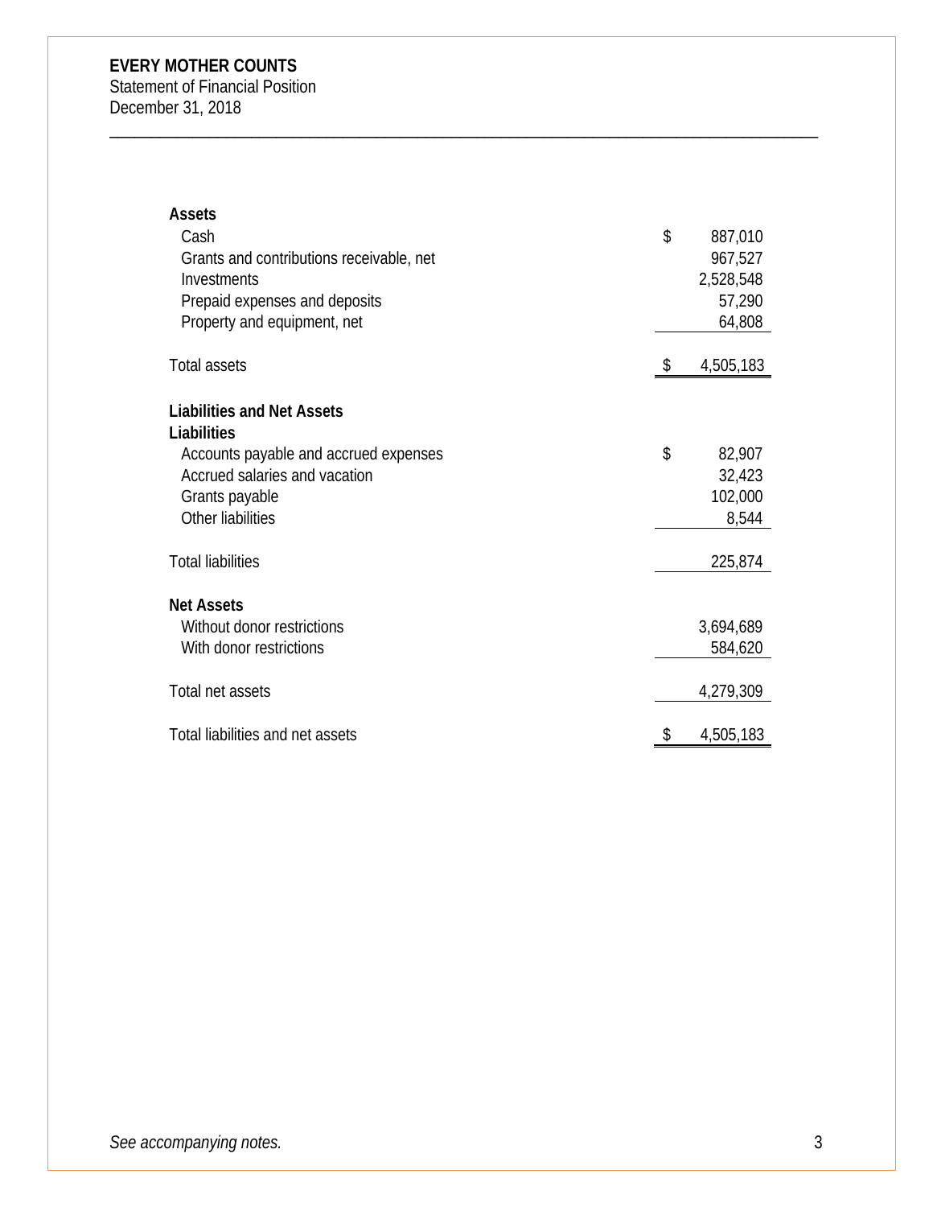**EVERY MOTHER COUNTS**
Statement of Financial Position
December 31, 2018

| | |
|---|---|
| **Assets** | |
| Cash | $ 887,010 |
| Grants and contributions receivable, net | 967,527 |
| Investments | 2,528,548 |
| Prepaid expenses and deposits | 57,290 |
| Property and equipment, net | 64,808 |
| Total assets | $ 4,505,183 |
| **Liabilities and Net Assets** | |
| **Liabilities** | |
| Accounts payable and accrued expenses | $ 82,907 |
| Accrued salaries and vacation | 32,423 |
| Grants payable | 102,000 |
| Other liabilities | 8,544 |
| Total liabilities | 225,874 |
| **Net Assets** | |
| Without donor restrictions | 3,694,689 |
| With donor restrictions | 584,620 |
| Total net assets | 4,279,309 |
| Total liabilities and net assets | $ 4,505,183 |

*See accompanying notes.*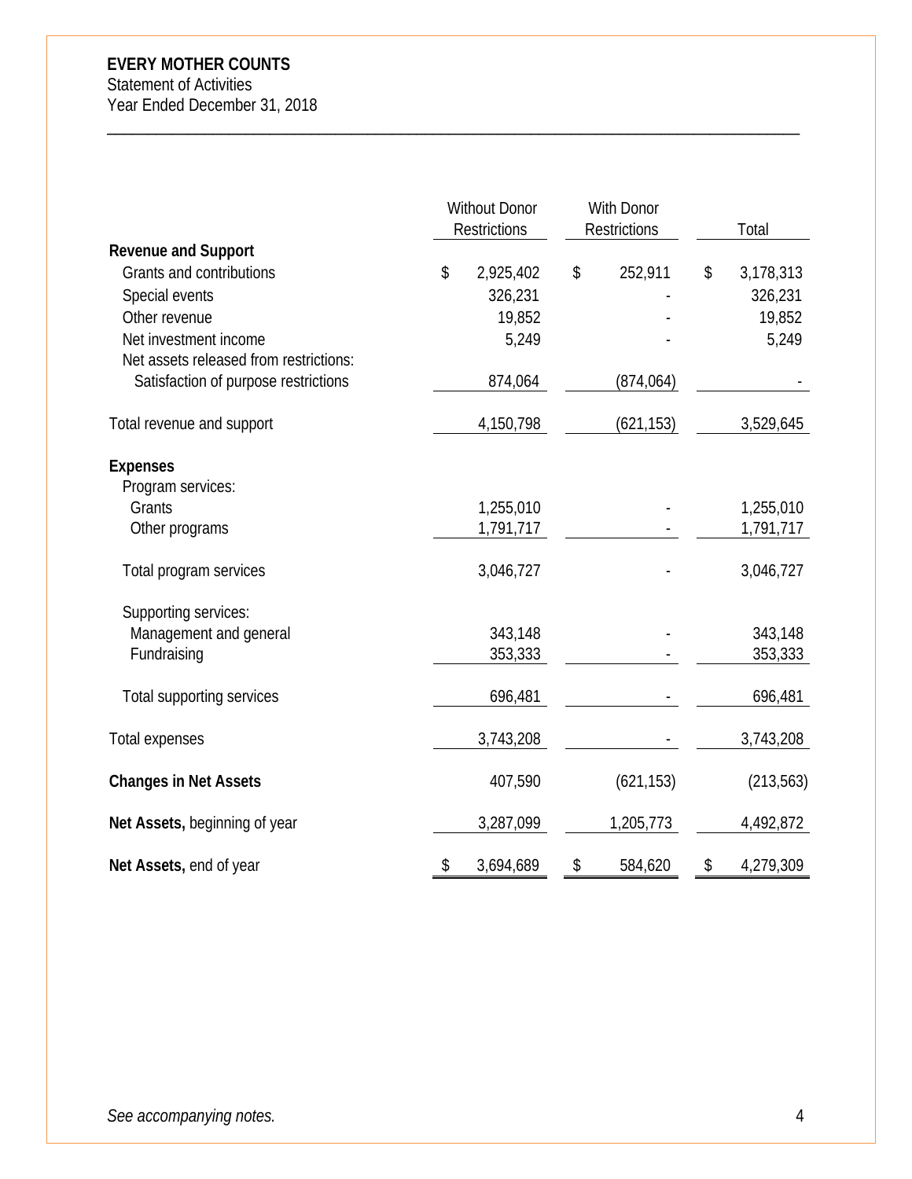**EVERY MOTHER COUNTS**
Statement of Activities
Year Ended December 31, 2018

| | Without Donor Restrictions | With Donor Restrictions | Total |
|---|---|---|---|
| **Revenue and Support** | | | |
| Grants and contributions | $ 2,925,402 | $ 252,911 | $ 3,178,313 |
| Special events | 326,231 | - | 326,231 |
| Other revenue | 19,852 | - | 19,852 |
| Net investment income | 5,249 | - | 5,249 |
| Net assets released from restrictions: | | | |
| Satisfaction of purpose restrictions | 874,064 | (874,064) | - |
| Total revenue and support | 4,150,798 | (621,153) | 3,529,645 |
| **Expenses** | | | |
| Program services: | | | |
| Grants | 1,255,010 | - | 1,255,010 |
| Other programs | 1,791,717 | - | 1,791,717 |
| Total program services | 3,046,727 | - | 3,046,727 |
| Supporting services: | | | |
| Management and general | 343,148 | - | 343,148 |
| Fundraising | 353,333 | - | 353,333 |
| Total supporting services | 696,481 | - | 696,481 |
| Total expenses | 3,743,208 | - | 3,743,208 |
| **Changes in Net Assets** | 407,590 | (621,153) | (213,563) |
| **Net Assets,** beginning of year | 3,287,099 | 1,205,773 | 4,492,872 |
| **Net Assets,** end of year | $ 3,694,689 | $ 584,620 | $ 4,279,309 |

*See accompanying notes.*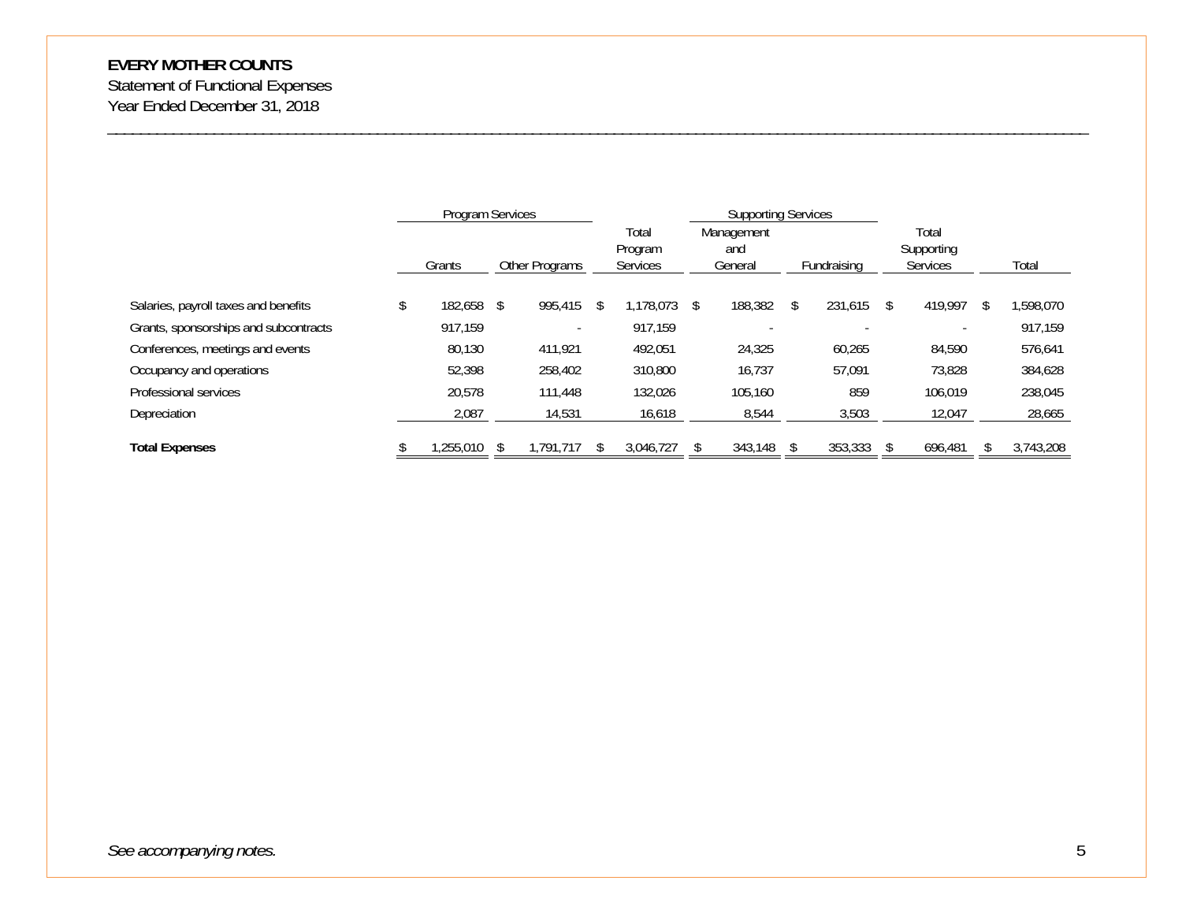**EVERY MOTHER COUNTS**

Statement of Functional Expenses

Year Ended December 31, 2018

| | Program Services | | Total Program Services | Supporting Services | | Total Supporting Services | Total |
|---|---|---|---|---|---|---|---|
| | Grants | Other Programs | | Management and General | Fundraising | | |
| Salaries, payroll taxes and benefits | $ 182,658 | $ 995,415 | $ 1,178,073 | $ 188,382 | $ 231,615 | $ 419,997 | $ 1,598,070 |
| Grants, sponsorships and subcontracts | 917,159 | - | 917,159 | - | - | - | 917,159 |
| Conferences, meetings and events | 80,130 | 411,921 | 492,051 | 24,325 | 60,265 | 84,590 | 576,641 |
| Occupancy and operations | 52,398 | 258,402 | 310,800 | 16,737 | 57,091 | 73,828 | 384,628 |
| Professional services | 20,578 | 111,448 | 132,026 | 105,160 | 859 | 106,019 | 238,045 |
| Depreciation | 2,087 | 14,531 | 16,618 | 8,544 | 3,503 | 12,047 | 28,665 |
| **Total Expenses** | $ 1,255,010 | $ 1,791,717 | $ 3,046,727 | $ 343,148 | $ 353,333 | $ 696,481 | $ 3,743,208 |

*See accompanying notes.*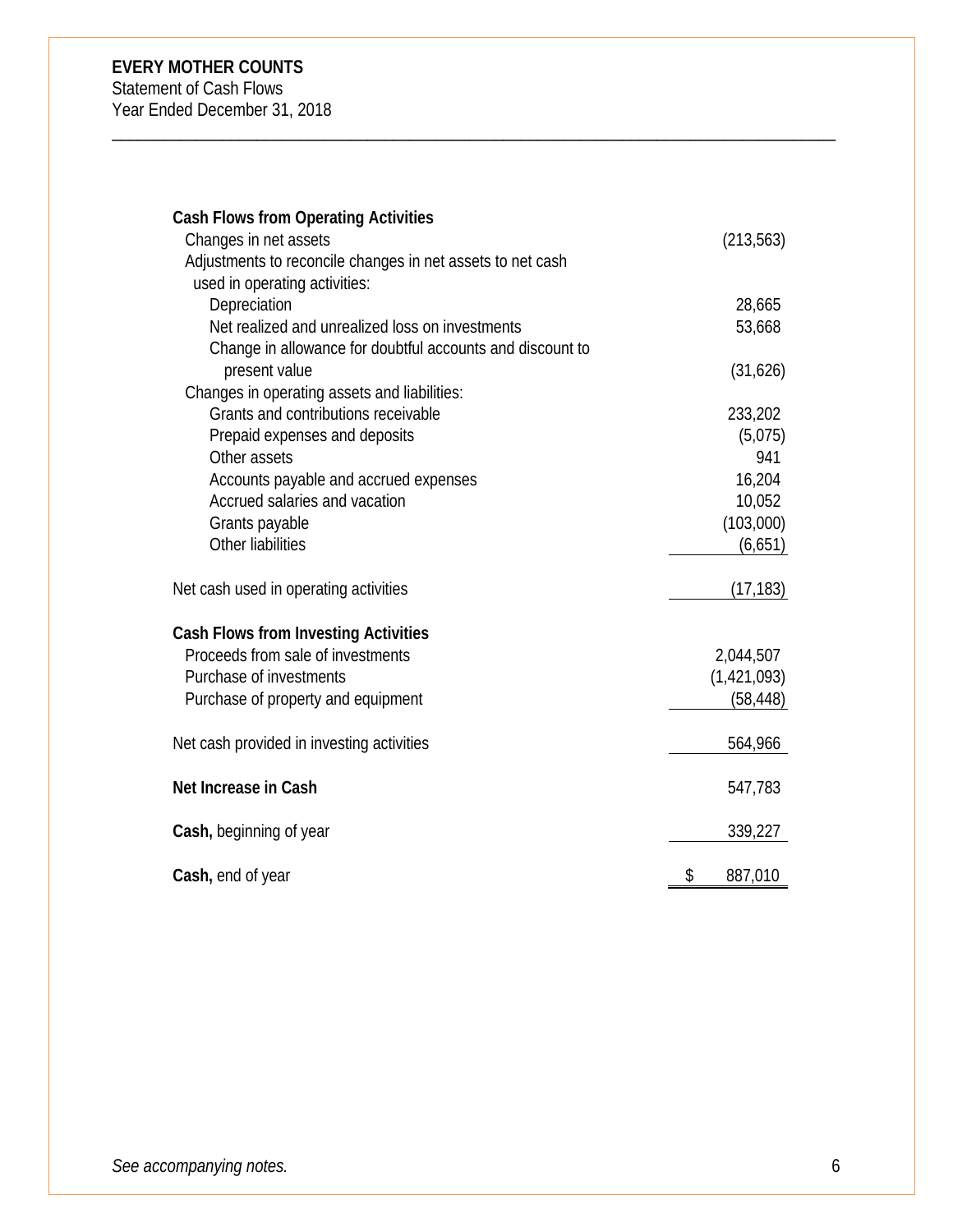**EVERY MOTHER COUNTS**
Statement of Cash Flows
Year Ended December 31, 2018

| | |
|---|---|
| **Cash Flows from Operating Activities** | |
| Changes in net assets | (213,563) |
| Adjustments to reconcile changes in net assets to net cash used in operating activities: | |
| Depreciation | 28,665 |
| Net realized and unrealized loss on investments | 53,668 |
| Change in allowance for doubtful accounts and discount to present value | (31,626) |
| Changes in operating assets and liabilities: | |
| Grants and contributions receivable | 233,202 |
| Prepaid expenses and deposits | (5,075) |
| Other assets | 941 |
| Accounts payable and accrued expenses | 16,204 |
| Accrued salaries and vacation | 10,052 |
| Grants payable | (103,000) |
| Other liabilities | (6,651) |
| Net cash used in operating activities | (17,183) |
| **Cash Flows from Investing Activities** | |
| Proceeds from sale of investments | 2,044,507 |
| Purchase of investments | (1,421,093) |
| Purchase of property and equipment | (58,448) |
| Net cash provided in investing activities | 564,966 |
| **Net Increase in Cash** | 547,783 |
| **Cash,** beginning of year | 339,227 |
| **Cash,** end of year | $ 887,010 |

*See accompanying notes.*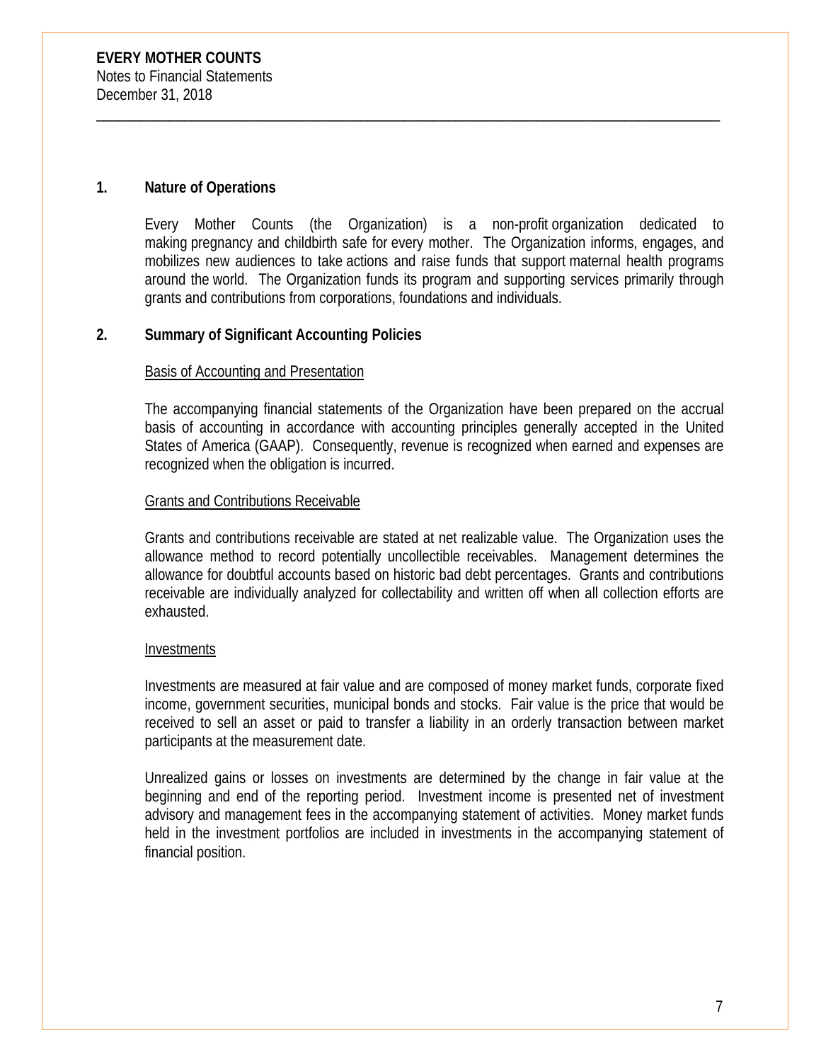**EVERY MOTHER COUNTS**
Notes to Financial Statements
December 31, 2018

## 1. Nature of Operations

Every Mother Counts (the Organization) is a non-profit organization dedicated to making pregnancy and childbirth safe for every mother. The Organization informs, engages, and mobilizes new audiences to take actions and raise funds that support maternal health programs around the world. The Organization funds its program and supporting services primarily through grants and contributions from corporations, foundations and individuals.

## 2. Summary of Significant Accounting Policies

### Basis of Accounting and Presentation

The accompanying financial statements of the Organization have been prepared on the accrual basis of accounting in accordance with accounting principles generally accepted in the United States of America (GAAP). Consequently, revenue is recognized when earned and expenses are recognized when the obligation is incurred.

### Grants and Contributions Receivable

Grants and contributions receivable are stated at net realizable value. The Organization uses the allowance method to record potentially uncollectible receivables. Management determines the allowance for doubtful accounts based on historic bad debt percentages. Grants and contributions receivable are individually analyzed for collectability and written off when all collection efforts are exhausted.

### Investments

Investments are measured at fair value and are composed of money market funds, corporate fixed income, government securities, municipal bonds and stocks. Fair value is the price that would be received to sell an asset or paid to transfer a liability in an orderly transaction between market participants at the measurement date.

Unrealized gains or losses on investments are determined by the change in fair value at the beginning and end of the reporting period. Investment income is presented net of investment advisory and management fees in the accompanying statement of activities. Money market funds held in the investment portfolios are included in investments in the accompanying statement of financial position.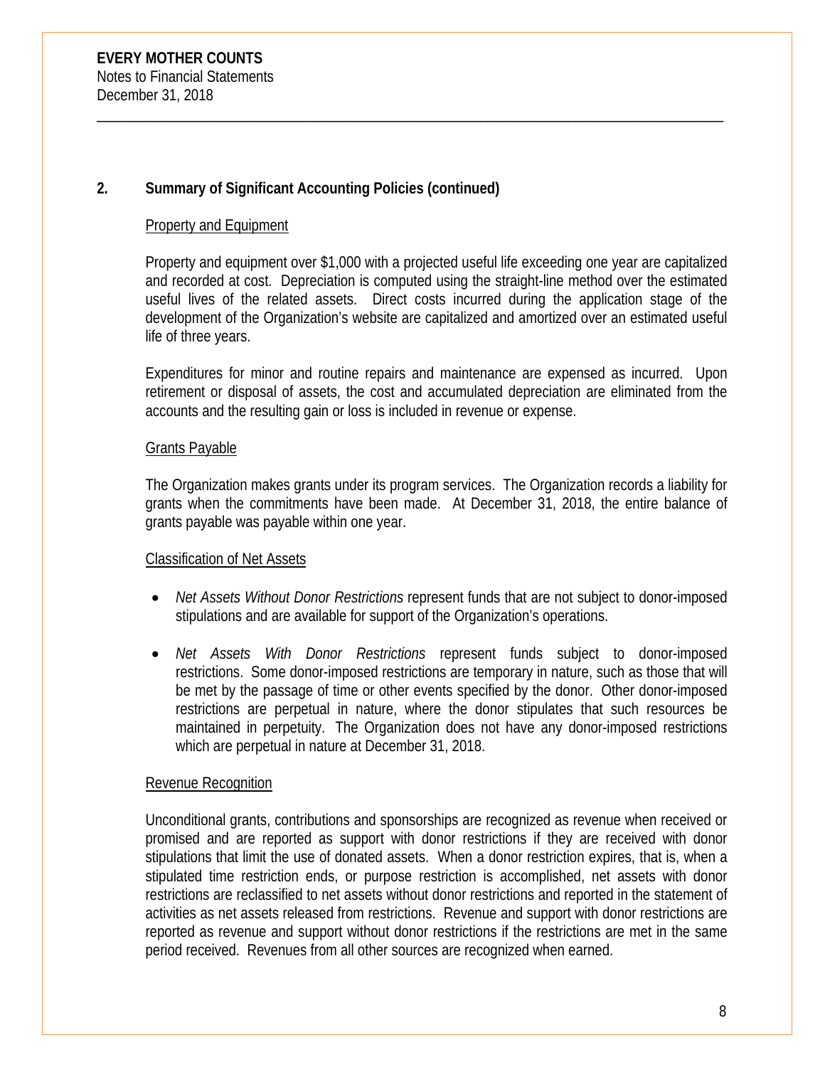**EVERY MOTHER COUNTS**
Notes to Financial Statements
December 31, 2018

## 2. Summary of Significant Accounting Policies (continued)

### Property and Equipment

Property and equipment over $1,000 with a projected useful life exceeding one year are capitalized and recorded at cost. Depreciation is computed using the straight-line method over the estimated useful lives of the related assets. Direct costs incurred during the application stage of the development of the Organization's website are capitalized and amortized over an estimated useful life of three years.

Expenditures for minor and routine repairs and maintenance are expensed as incurred. Upon retirement or disposal of assets, the cost and accumulated depreciation are eliminated from the accounts and the resulting gain or loss is included in revenue or expense.

### Grants Payable

The Organization makes grants under its program services. The Organization records a liability for grants when the commitments have been made. At December 31, 2018, the entire balance of grants payable was payable within one year.

### Classification of Net Assets

- *Net Assets Without Donor Restrictions* represent funds that are not subject to donor-imposed stipulations and are available for support of the Organization's operations.
- *Net Assets With Donor Restrictions* represent funds subject to donor-imposed restrictions. Some donor-imposed restrictions are temporary in nature, such as those that will be met by the passage of time or other events specified by the donor. Other donor-imposed restrictions are perpetual in nature, where the donor stipulates that such resources be maintained in perpetuity. The Organization does not have any donor-imposed restrictions which are perpetual in nature at December 31, 2018.

### Revenue Recognition

Unconditional grants, contributions and sponsorships are recognized as revenue when received or promised and are reported as support with donor restrictions if they are received with donor stipulations that limit the use of donated assets. When a donor restriction expires, that is, when a stipulated time restriction ends, or purpose restriction is accomplished, net assets with donor restrictions are reclassified to net assets without donor restrictions and reported in the statement of activities as net assets released from restrictions. Revenue and support with donor restrictions are reported as revenue and support without donor restrictions if the restrictions are met in the same period received. Revenues from all other sources are recognized when earned.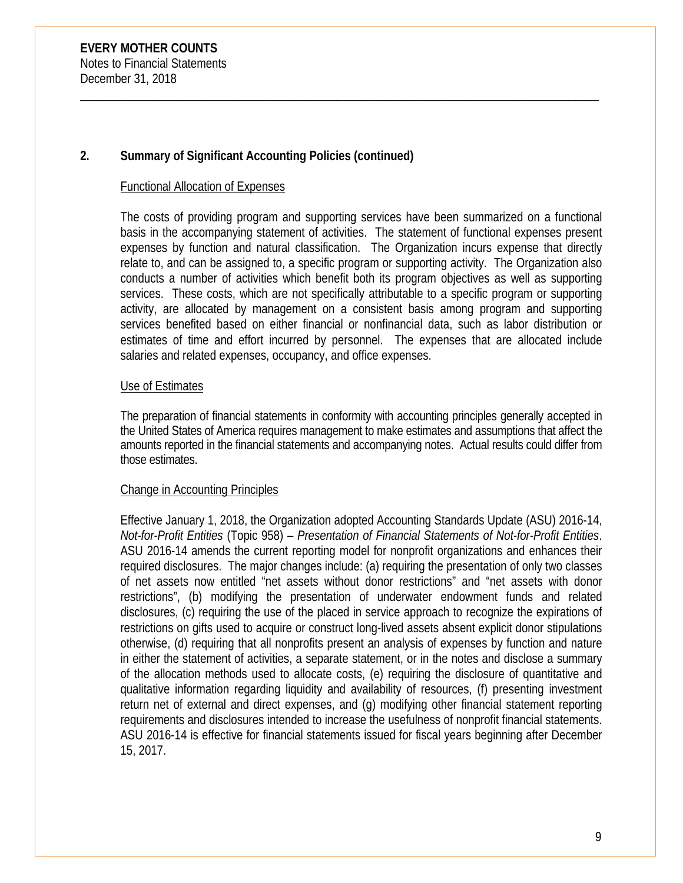**EVERY MOTHER COUNTS**
Notes to Financial Statements
December 31, 2018

## 2. Summary of Significant Accounting Policies (continued)

### Functional Allocation of Expenses

The costs of providing program and supporting services have been summarized on a functional basis in the accompanying statement of activities. The statement of functional expenses present expenses by function and natural classification. The Organization incurs expense that directly relate to, and can be assigned to, a specific program or supporting activity. The Organization also conducts a number of activities which benefit both its program objectives as well as supporting services. These costs, which are not specifically attributable to a specific program or supporting activity, are allocated by management on a consistent basis among program and supporting services benefited based on either financial or nonfinancial data, such as labor distribution or estimates of time and effort incurred by personnel. The expenses that are allocated include salaries and related expenses, occupancy, and office expenses.

### Use of Estimates

The preparation of financial statements in conformity with accounting principles generally accepted in the United States of America requires management to make estimates and assumptions that affect the amounts reported in the financial statements and accompanying notes. Actual results could differ from those estimates.

### Change in Accounting Principles

Effective January 1, 2018, the Organization adopted Accounting Standards Update (ASU) 2016-14, *Not-for-Profit Entities* (Topic 958) – *Presentation of Financial Statements of Not-for-Profit Entities*. ASU 2016-14 amends the current reporting model for nonprofit organizations and enhances their required disclosures. The major changes include: (a) requiring the presentation of only two classes of net assets now entitled "net assets without donor restrictions" and "net assets with donor restrictions", (b) modifying the presentation of underwater endowment funds and related disclosures, (c) requiring the use of the placed in service approach to recognize the expirations of restrictions on gifts used to acquire or construct long-lived assets absent explicit donor stipulations otherwise, (d) requiring that all nonprofits present an analysis of expenses by function and nature in either the statement of activities, a separate statement, or in the notes and disclose a summary of the allocation methods used to allocate costs, (e) requiring the disclosure of quantitative and qualitative information regarding liquidity and availability of resources, (f) presenting investment return net of external and direct expenses, and (g) modifying other financial statement reporting requirements and disclosures intended to increase the usefulness of nonprofit financial statements. ASU 2016-14 is effective for financial statements issued for fiscal years beginning after December 15, 2017.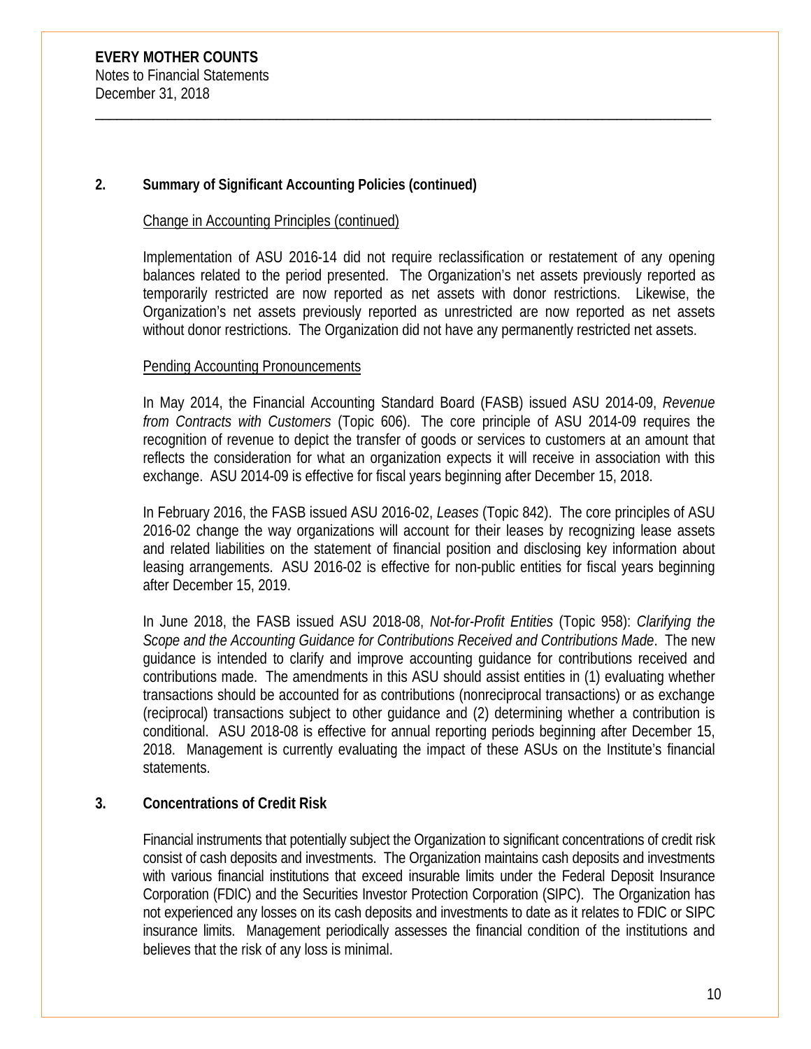## 2. Summary of Significant Accounting Policies (continued)

Change in Accounting Principles (continued)

Implementation of ASU 2016-14 did not require reclassification or restatement of any opening balances related to the period presented. The Organization's net assets previously reported as temporarily restricted are now reported as net assets with donor restrictions. Likewise, the Organization's net assets previously reported as unrestricted are now reported as net assets without donor restrictions. The Organization did not have any permanently restricted net assets.

Pending Accounting Pronouncements

In May 2014, the Financial Accounting Standard Board (FASB) issued ASU 2014-09, *Revenue from Contracts with Customers* (Topic 606). The core principle of ASU 2014-09 requires the recognition of revenue to depict the transfer of goods or services to customers at an amount that reflects the consideration for what an organization expects it will receive in association with this exchange. ASU 2014-09 is effective for fiscal years beginning after December 15, 2018.

In February 2016, the FASB issued ASU 2016-02, *Leases* (Topic 842). The core principles of ASU 2016-02 change the way organizations will account for their leases by recognizing lease assets and related liabilities on the statement of financial position and disclosing key information about leasing arrangements. ASU 2016-02 is effective for non-public entities for fiscal years beginning after December 15, 2019.

In June 2018, the FASB issued ASU 2018-08, *Not-for-Profit Entities* (Topic 958): *Clarifying the Scope and the Accounting Guidance for Contributions Received and Contributions Made*. The new guidance is intended to clarify and improve accounting guidance for contributions received and contributions made. The amendments in this ASU should assist entities in (1) evaluating whether transactions should be accounted for as contributions (nonreciprocal transactions) or as exchange (reciprocal) transactions subject to other guidance and (2) determining whether a contribution is conditional. ASU 2018-08 is effective for annual reporting periods beginning after December 15, 2018. Management is currently evaluating the impact of these ASUs on the Institute's financial statements.

## 3. Concentrations of Credit Risk

Financial instruments that potentially subject the Organization to significant concentrations of credit risk consist of cash deposits and investments. The Organization maintains cash deposits and investments with various financial institutions that exceed insurable limits under the Federal Deposit Insurance Corporation (FDIC) and the Securities Investor Protection Corporation (SIPC). The Organization has not experienced any losses on its cash deposits and investments to date as it relates to FDIC or SIPC insurance limits. Management periodically assesses the financial condition of the institutions and believes that the risk of any loss is minimal.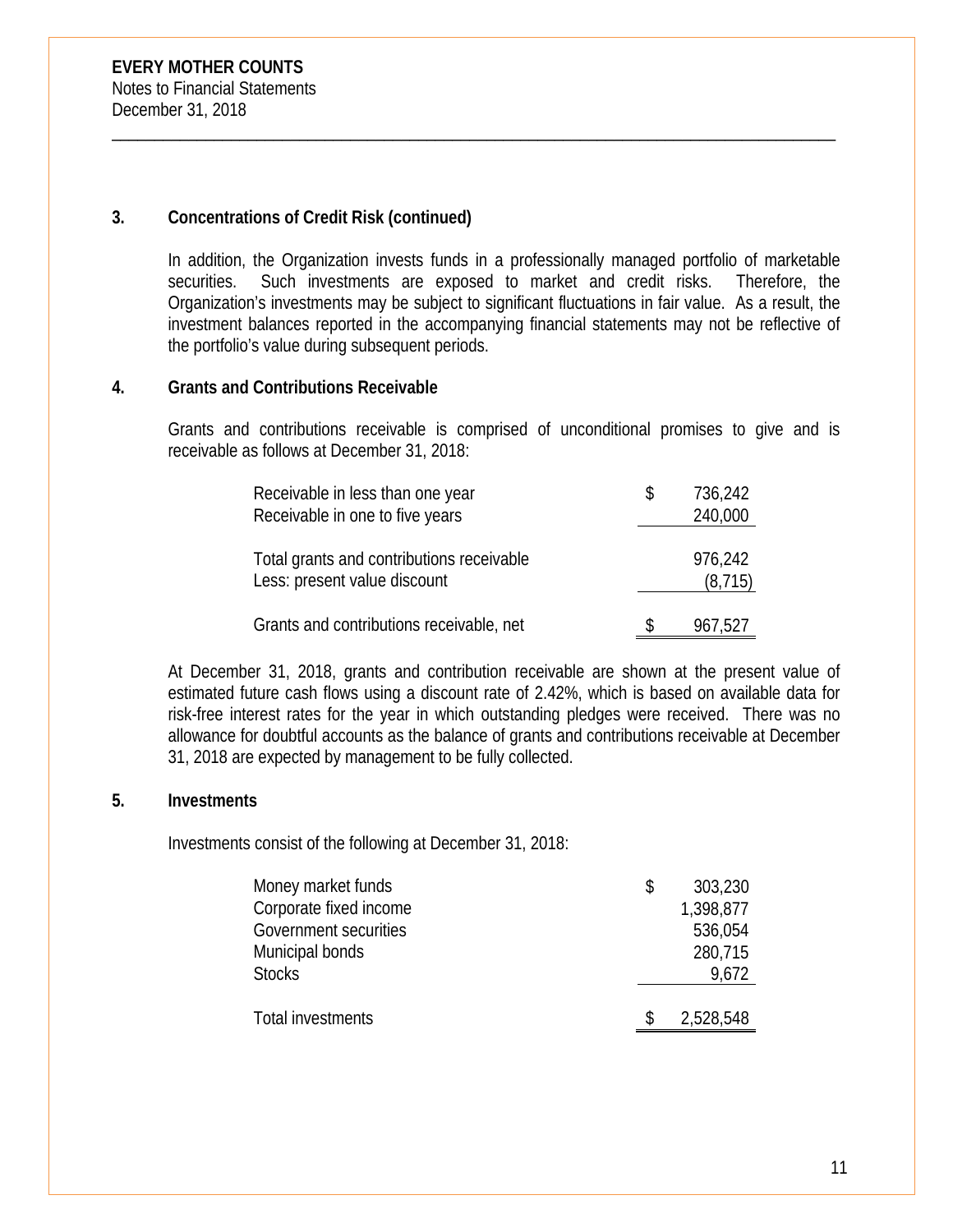**EVERY MOTHER COUNTS**
Notes to Financial Statements
December 31, 2018

## 3. Concentrations of Credit Risk (continued)

In addition, the Organization invests funds in a professionally managed portfolio of marketable securities. Such investments are exposed to market and credit risks. Therefore, the Organization's investments may be subject to significant fluctuations in fair value. As a result, the investment balances reported in the accompanying financial statements may not be reflective of the portfolio's value during subsequent periods.

## 4. Grants and Contributions Receivable

Grants and contributions receivable is comprised of unconditional promises to give and is receivable as follows at December 31, 2018:

| | |
|---|---|
| Receivable in less than one year | $ 736,242 |
| Receivable in one to five years | 240,000 |
| Total grants and contributions receivable | 976,242 |
| Less: present value discount | (8,715) |
| Grants and contributions receivable, net | $ 967,527 |

At December 31, 2018, grants and contribution receivable are shown at the present value of estimated future cash flows using a discount rate of 2.42%, which is based on available data for risk-free interest rates for the year in which outstanding pledges were received. There was no allowance for doubtful accounts as the balance of grants and contributions receivable at December 31, 2018 are expected by management to be fully collected.

## 5. Investments

Investments consist of the following at December 31, 2018:

| | |
|---|---|
| Money market funds | $ 303,230 |
| Corporate fixed income | 1,398,877 |
| Government securities | 536,054 |
| Municipal bonds | 280,715 |
| Stocks | 9,672 |
| Total investments | $ 2,528,548 |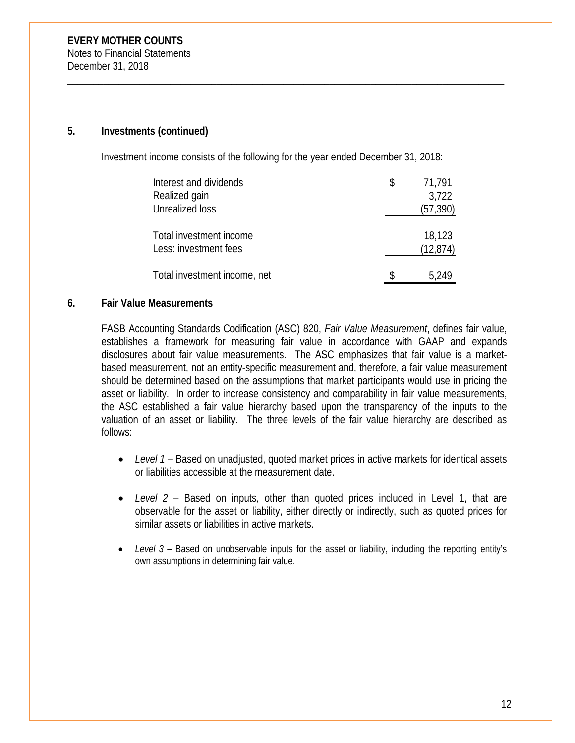**EVERY MOTHER COUNTS**
Notes to Financial Statements
December 31, 2018

## 5. Investments (continued)

Investment income consists of the following for the year ended December 31, 2018:

| | |
|---|---|
| Interest and dividends | $ 71,791 |
| Realized gain | 3,722 |
| Unrealized loss | (57,390) |
| Total investment income | 18,123 |
| Less: investment fees | (12,874) |
| Total investment income, net | $ 5,249 |

## 6. Fair Value Measurements

FASB Accounting Standards Codification (ASC) 820, *Fair Value Measurement*, defines fair value, establishes a framework for measuring fair value in accordance with GAAP and expands disclosures about fair value measurements. The ASC emphasizes that fair value is a market-based measurement, not an entity-specific measurement and, therefore, a fair value measurement should be determined based on the assumptions that market participants would use in pricing the asset or liability. In order to increase consistency and comparability in fair value measurements, the ASC established a fair value hierarchy based upon the transparency of the inputs to the valuation of an asset or liability. The three levels of the fair value hierarchy are described as follows:

- *Level 1* – Based on unadjusted, quoted market prices in active markets for identical assets or liabilities accessible at the measurement date.
- *Level 2* – Based on inputs, other than quoted prices included in Level 1, that are observable for the asset or liability, either directly or indirectly, such as quoted prices for similar assets or liabilities in active markets.
- *Level 3* – Based on unobservable inputs for the asset or liability, including the reporting entity's own assumptions in determining fair value.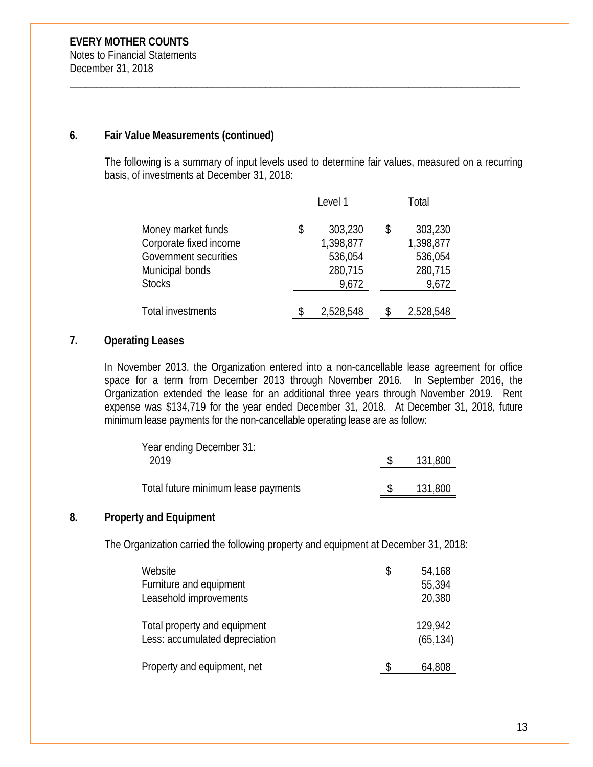**EVERY MOTHER COUNTS**
Notes to Financial Statements
December 31, 2018

## 6. Fair Value Measurements (continued)

The following is a summary of input levels used to determine fair values, measured on a recurring basis, of investments at December 31, 2018:

| | Level 1 | Total |
|---|---|---|
| Money market funds | $ 303,230 | $ 303,230 |
| Corporate fixed income | 1,398,877 | 1,398,877 |
| Government securities | 536,054 | 536,054 |
| Municipal bonds | 280,715 | 280,715 |
| Stocks | 9,672 | 9,672 |
| Total investments | $ 2,528,548 | $ 2,528,548 |

## 7. Operating Leases

In November 2013, the Organization entered into a non-cancellable lease agreement for office space for a term from December 2013 through November 2016. In September 2016, the Organization extended the lease for an additional three years through November 2019. Rent expense was $134,719 for the year ended December 31, 2018. At December 31, 2018, future minimum lease payments for the non-cancellable operating lease are as follow:

| Year ending December 31: | |
|---|---|
| 2019 | $ 131,800 |
| Total future minimum lease payments | $ 131,800 |

## 8. Property and Equipment

The Organization carried the following property and equipment at December 31, 2018:

| | |
|---|---|
| Website | $ 54,168 |
| Furniture and equipment | 55,394 |
| Leasehold improvements | 20,380 |
| Total property and equipment | 129,942 |
| Less: accumulated depreciation | (65,134) |
| Property and equipment, net | $ 64,808 |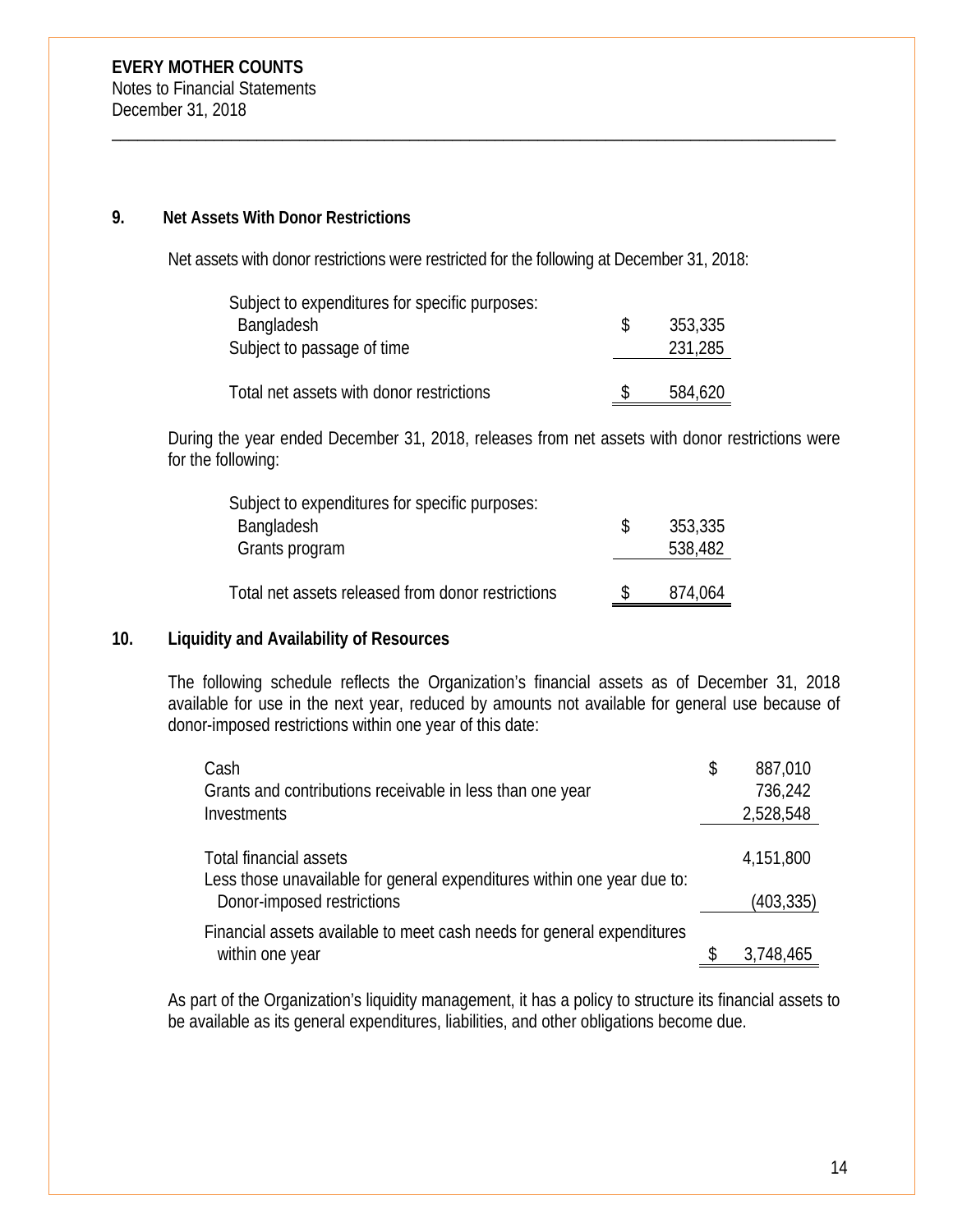**EVERY MOTHER COUNTS**
Notes to Financial Statements
December 31, 2018

## 9. Net Assets With Donor Restrictions

Net assets with donor restrictions were restricted for the following at December 31, 2018:

| | |
|---|---|
| Subject to expenditures for specific purposes: | |
| Bangladesh | $ 353,335 |
| Subject to passage of time | 231,285 |
| Total net assets with donor restrictions | $ 584,620 |

During the year ended December 31, 2018, releases from net assets with donor restrictions were for the following:

| | |
|---|---|
| Subject to expenditures for specific purposes: | |
| Bangladesh | $ 353,335 |
| Grants program | 538,482 |
| Total net assets released from donor restrictions | $ 874,064 |

## 10. Liquidity and Availability of Resources

The following schedule reflects the Organization's financial assets as of December 31, 2018 available for use in the next year, reduced by amounts not available for general use because of donor-imposed restrictions within one year of this date:

| | |
|---|---|
| Cash | $ 887,010 |
| Grants and contributions receivable in less than one year | 736,242 |
| Investments | 2,528,548 |
| Total financial assets | 4,151,800 |
| Less those unavailable for general expenditures within one year due to: | |
| Donor-imposed restrictions | (403,335) |
| Financial assets available to meet cash needs for general expenditures within one year | $ 3,748,465 |

As part of the Organization's liquidity management, it has a policy to structure its financial assets to be available as its general expenditures, liabilities, and other obligations become due.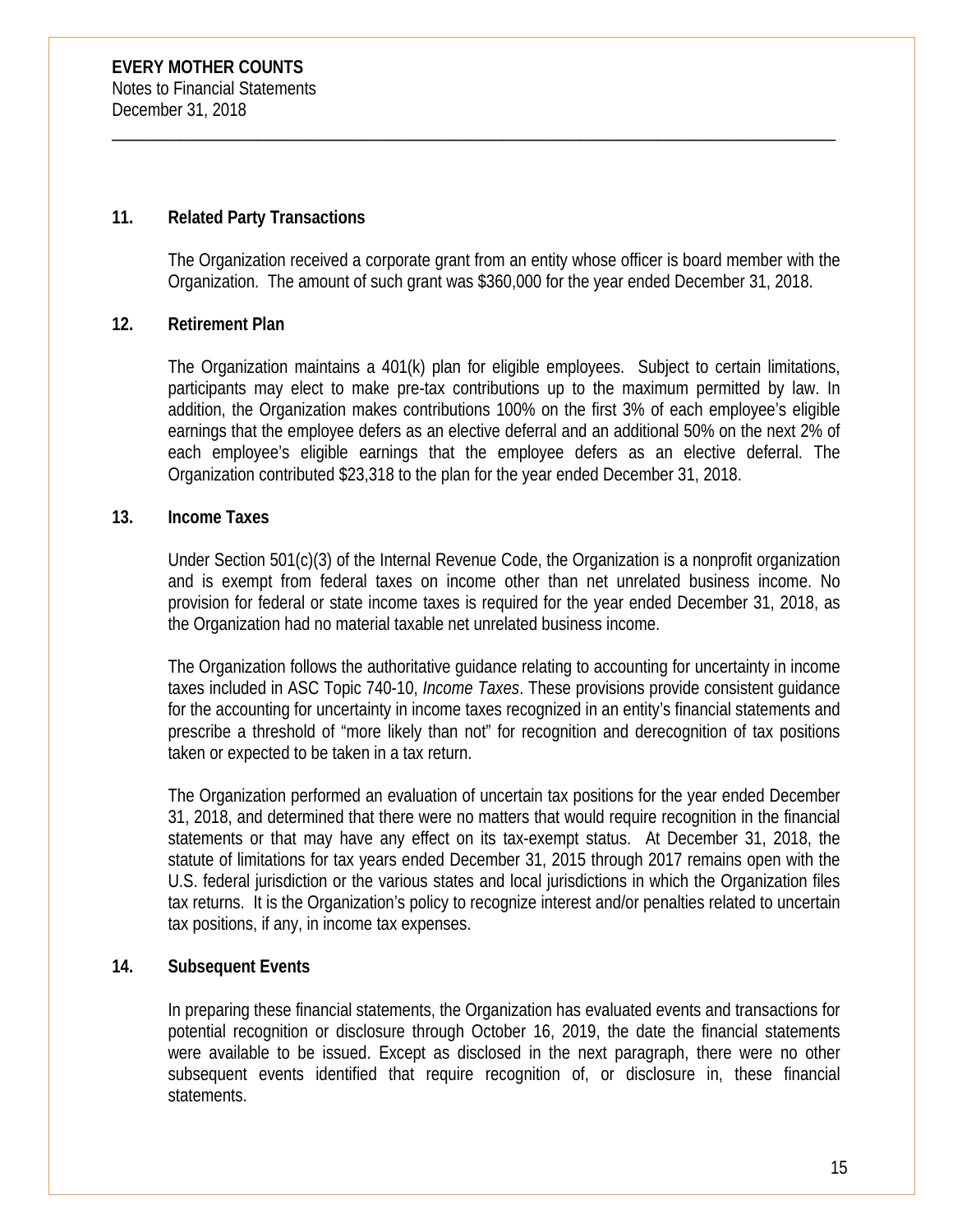## 11. Related Party Transactions

The Organization received a corporate grant from an entity whose officer is board member with the Organization. The amount of such grant was $360,000 for the year ended December 31, 2018.

## 12. Retirement Plan

The Organization maintains a 401(k) plan for eligible employees. Subject to certain limitations, participants may elect to make pre-tax contributions up to the maximum permitted by law. In addition, the Organization makes contributions 100% on the first 3% of each employee's eligible earnings that the employee defers as an elective deferral and an additional 50% on the next 2% of each employee's eligible earnings that the employee defers as an elective deferral. The Organization contributed $23,318 to the plan for the year ended December 31, 2018.

## 13. Income Taxes

Under Section 501(c)(3) of the Internal Revenue Code, the Organization is a nonprofit organization and is exempt from federal taxes on income other than net unrelated business income. No provision for federal or state income taxes is required for the year ended December 31, 2018, as the Organization had no material taxable net unrelated business income.

The Organization follows the authoritative guidance relating to accounting for uncertainty in income taxes included in ASC Topic 740-10, *Income Taxes*. These provisions provide consistent guidance for the accounting for uncertainty in income taxes recognized in an entity's financial statements and prescribe a threshold of "more likely than not" for recognition and derecognition of tax positions taken or expected to be taken in a tax return.

The Organization performed an evaluation of uncertain tax positions for the year ended December 31, 2018, and determined that there were no matters that would require recognition in the financial statements or that may have any effect on its tax-exempt status. At December 31, 2018, the statute of limitations for tax years ended December 31, 2015 through 2017 remains open with the U.S. federal jurisdiction or the various states and local jurisdictions in which the Organization files tax returns. It is the Organization's policy to recognize interest and/or penalties related to uncertain tax positions, if any, in income tax expenses.

## 14. Subsequent Events

In preparing these financial statements, the Organization has evaluated events and transactions for potential recognition or disclosure through October 16, 2019, the date the financial statements were available to be issued. Except as disclosed in the next paragraph, there were no other subsequent events identified that require recognition of, or disclosure in, these financial statements.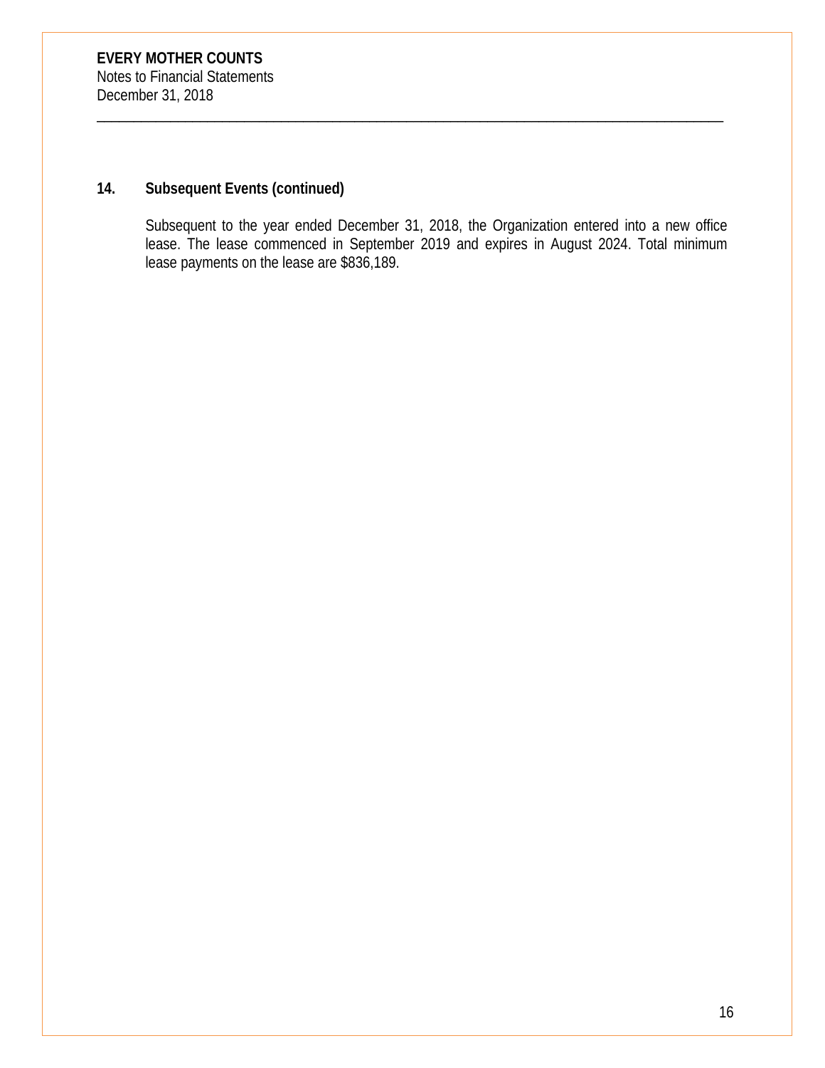## 14. Subsequent Events (continued)

Subsequent to the year ended December 31, 2018, the Organization entered into a new office lease. The lease commenced in September 2019 and expires in August 2024. Total minimum lease payments on the lease are $836,189.